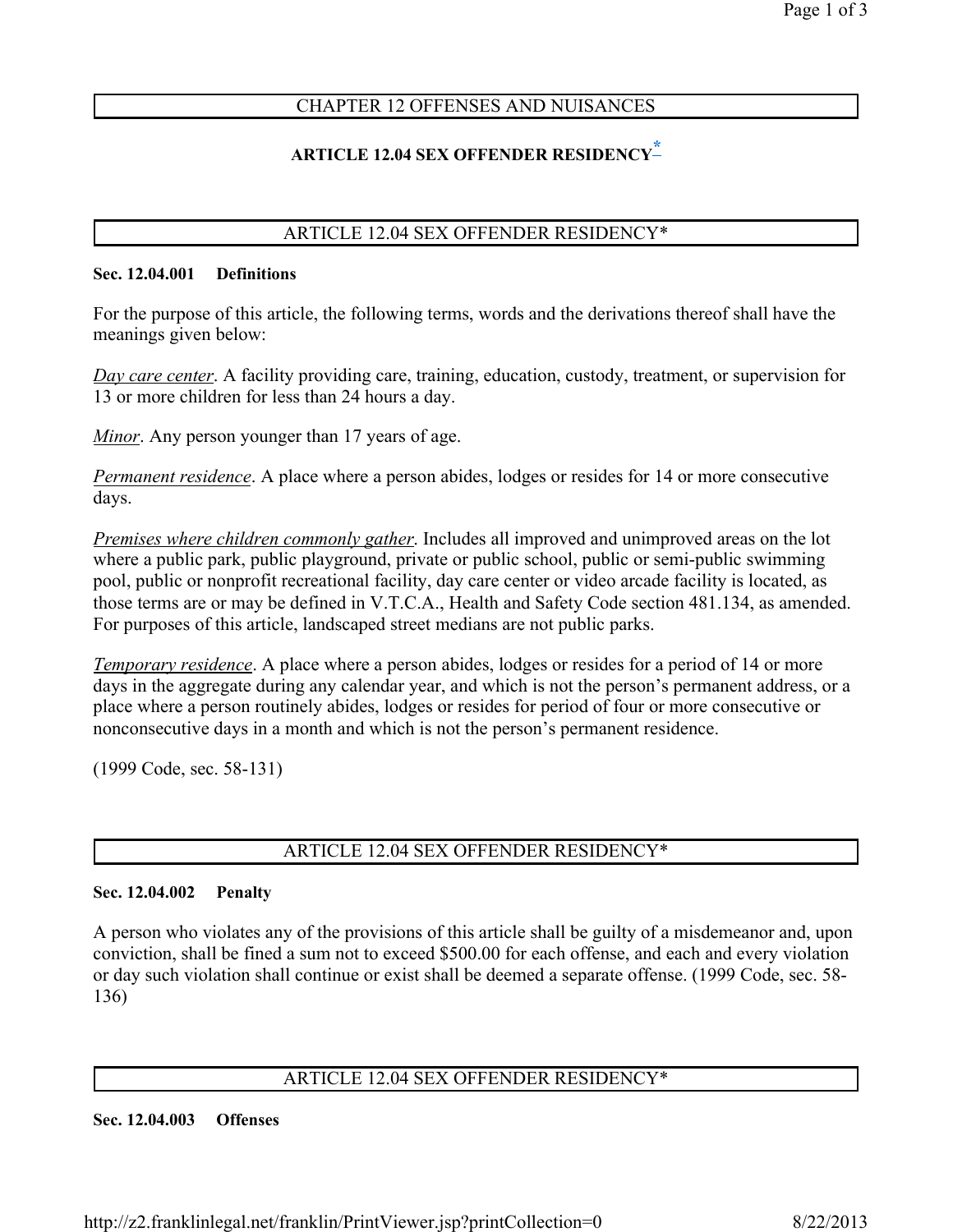# CHAPTER 12 OFFENSES AND NUISANCES

## ARTICLE 12.04 SEX OFFENDER RESIDENCY*

## ARTICLE 12.04 SEX OFFENDER RESIDENCY*

**Sec. 12.04.001 Definitions**

For the purpose of this article, the following terms, words and the derivations thereof shall have the meanings given below:

*Day care center*. A facility providing care, training, education, custody, treatment, or supervision for 13 or more children for less than 24 hours a day.

*Minor*. Any person younger than 17 years of age.

*Permanent residence*. A place where a person abides, lodges or resides for 14 or more consecutive days.

*Premises where children commonly gather*. Includes all improved and unimproved areas on the lot where a public park, public playground, private or public school, public or semi-public swimming pool, public or nonprofit recreational facility, day care center or video arcade facility is located, as those terms are or may be defined in V.T.C.A., Health and Safety Code section 481.134, as amended. For purposes of this article, landscaped street medians are not public parks.

*Temporary residence*. A place where a person abides, lodges or resides for a period of 14 or more days in the aggregate during any calendar year, and which is not the person's permanent address, or a place where a person routinely abides, lodges or resides for period of four or more consecutive or nonconsecutive days in a month and which is not the person's permanent residence.

(1999 Code, sec. 58-131)

## ARTICLE 12.04 SEX OFFENDER RESIDENCY*

**Sec. 12.04.002 Penalty**

A person who violates any of the provisions of this article shall be guilty of a misdemeanor and, upon conviction, shall be fined a sum not to exceed $500.00 for each offense, and each and every violation or day such violation shall continue or exist shall be deemed a separate offense. (1999 Code, sec. 58-136)

## ARTICLE 12.04 SEX OFFENDER RESIDENCY*

**Sec. 12.04.003 Offenses**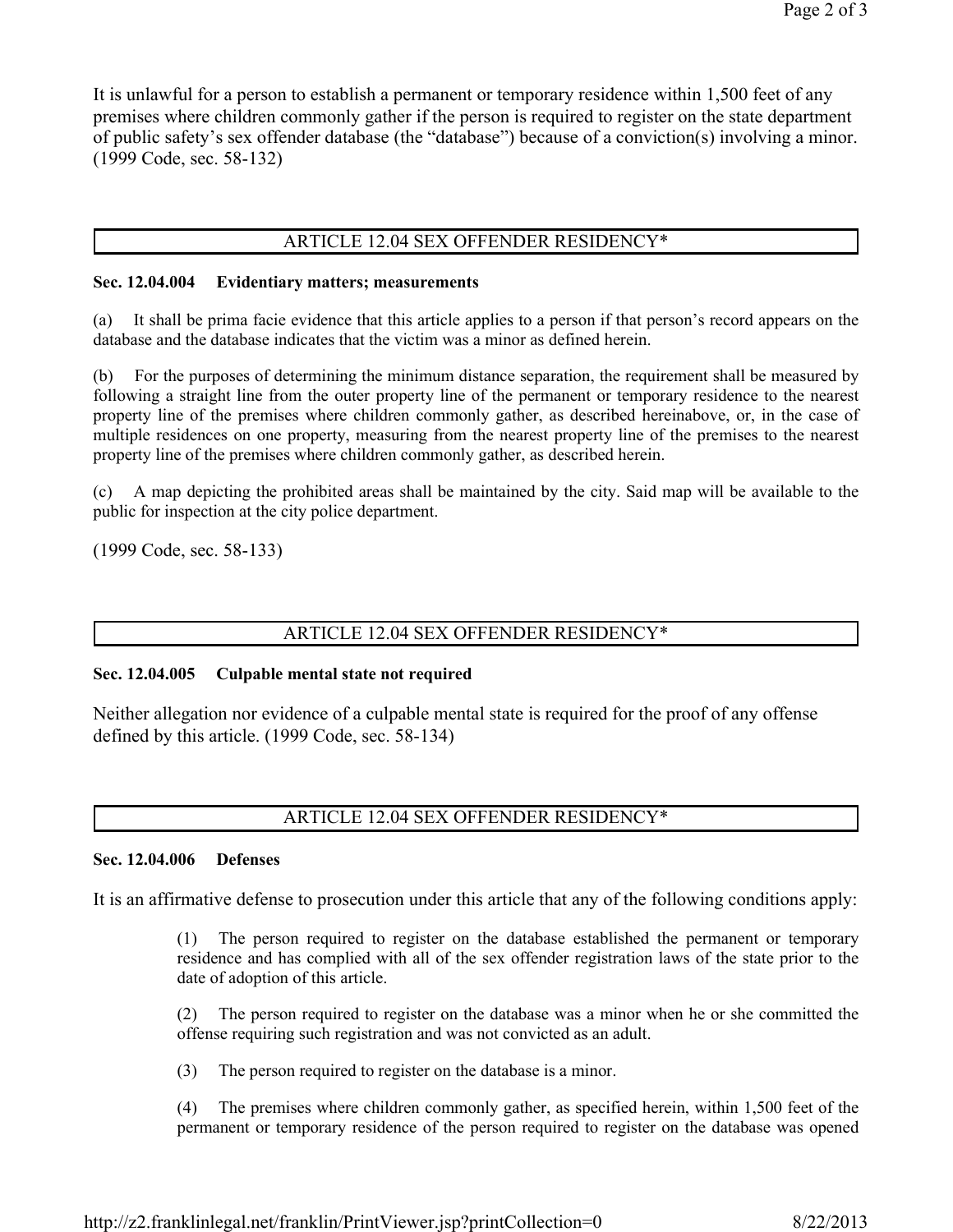It is unlawful for a person to establish a permanent or temporary residence within 1,500 feet of any premises where children commonly gather if the person is required to register on the state department of public safety's sex offender database (the "database") because of a conviction(s) involving a minor. (1999 Code, sec. 58-132)

## ARTICLE 12.04 SEX OFFENDER RESIDENCY*

### Sec. 12.04.004 Evidentiary matters; measurements

(a) It shall be prima facie evidence that this article applies to a person if that person's record appears on the database and the database indicates that the victim was a minor as defined herein.

(b) For the purposes of determining the minimum distance separation, the requirement shall be measured by following a straight line from the outer property line of the permanent or temporary residence to the nearest property line of the premises where children commonly gather, as described hereinabove, or, in the case of multiple residences on one property, measuring from the nearest property line of the premises to the nearest property line of the premises where children commonly gather, as described herein.

(c) A map depicting the prohibited areas shall be maintained by the city. Said map will be available to the public for inspection at the city police department.

(1999 Code, sec. 58-133)

## ARTICLE 12.04 SEX OFFENDER RESIDENCY*

### Sec. 12.04.005 Culpable mental state not required

Neither allegation nor evidence of a culpable mental state is required for the proof of any offense defined by this article. (1999 Code, sec. 58-134)

## ARTICLE 12.04 SEX OFFENDER RESIDENCY*

### Sec. 12.04.006 Defenses

It is an affirmative defense to prosecution under this article that any of the following conditions apply:

(1) The person required to register on the database established the permanent or temporary residence and has complied with all of the sex offender registration laws of the state prior to the date of adoption of this article.

(2) The person required to register on the database was a minor when he or she committed the offense requiring such registration and was not convicted as an adult.

(3) The person required to register on the database is a minor.

(4) The premises where children commonly gather, as specified herein, within 1,500 feet of the permanent or temporary residence of the person required to register on the database was opened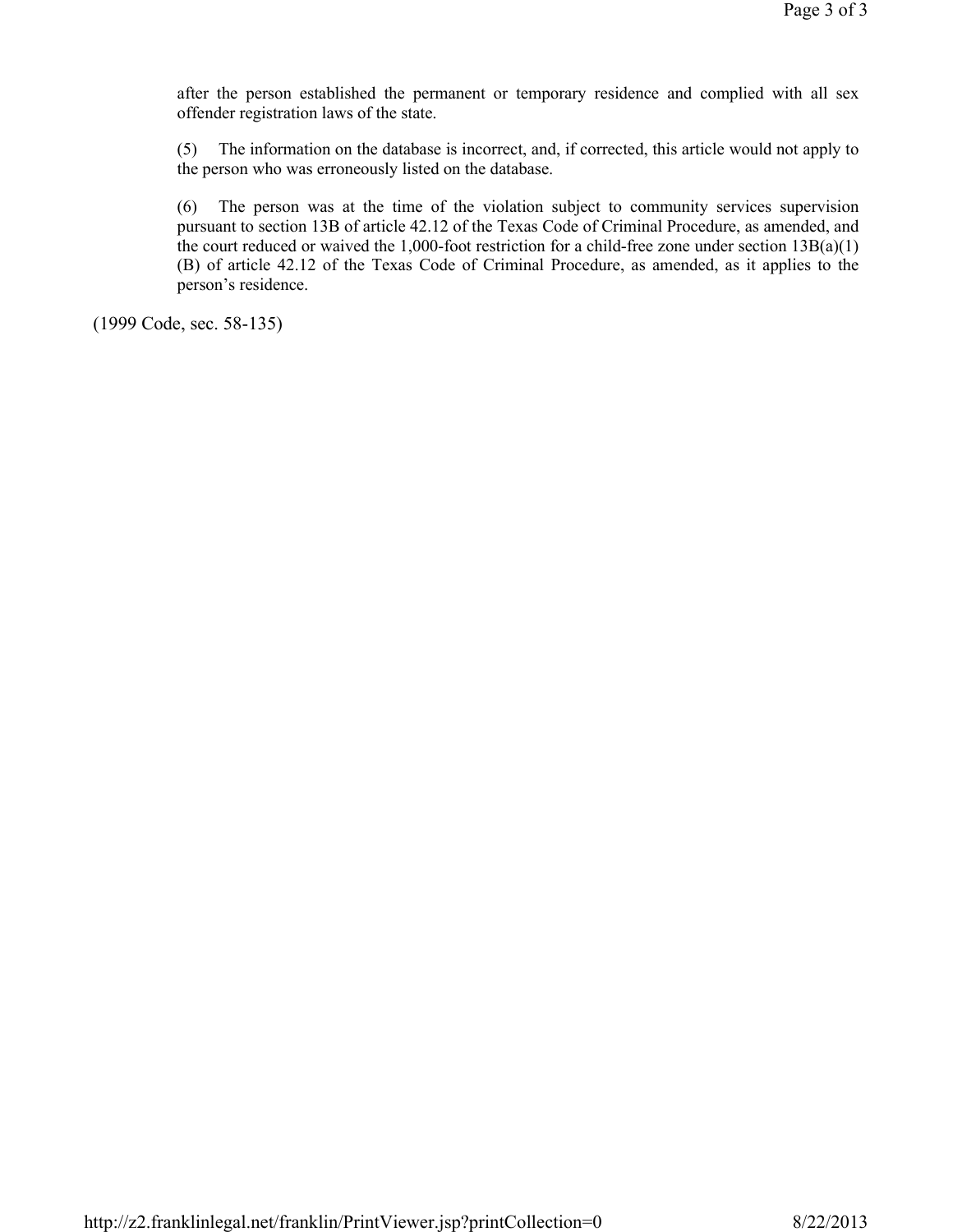after the person established the permanent or temporary residence and complied with all sex offender registration laws of the state.

(5) The information on the database is incorrect, and, if corrected, this article would not apply to the person who was erroneously listed on the database.

(6) The person was at the time of the violation subject to community services supervision pursuant to section 13B of article 42.12 of the Texas Code of Criminal Procedure, as amended, and the court reduced or waived the 1,000-foot restriction for a child-free zone under section 13B(a)(1)(B) of article 42.12 of the Texas Code of Criminal Procedure, as amended, as it applies to the person's residence.

(1999 Code, sec. 58-135)